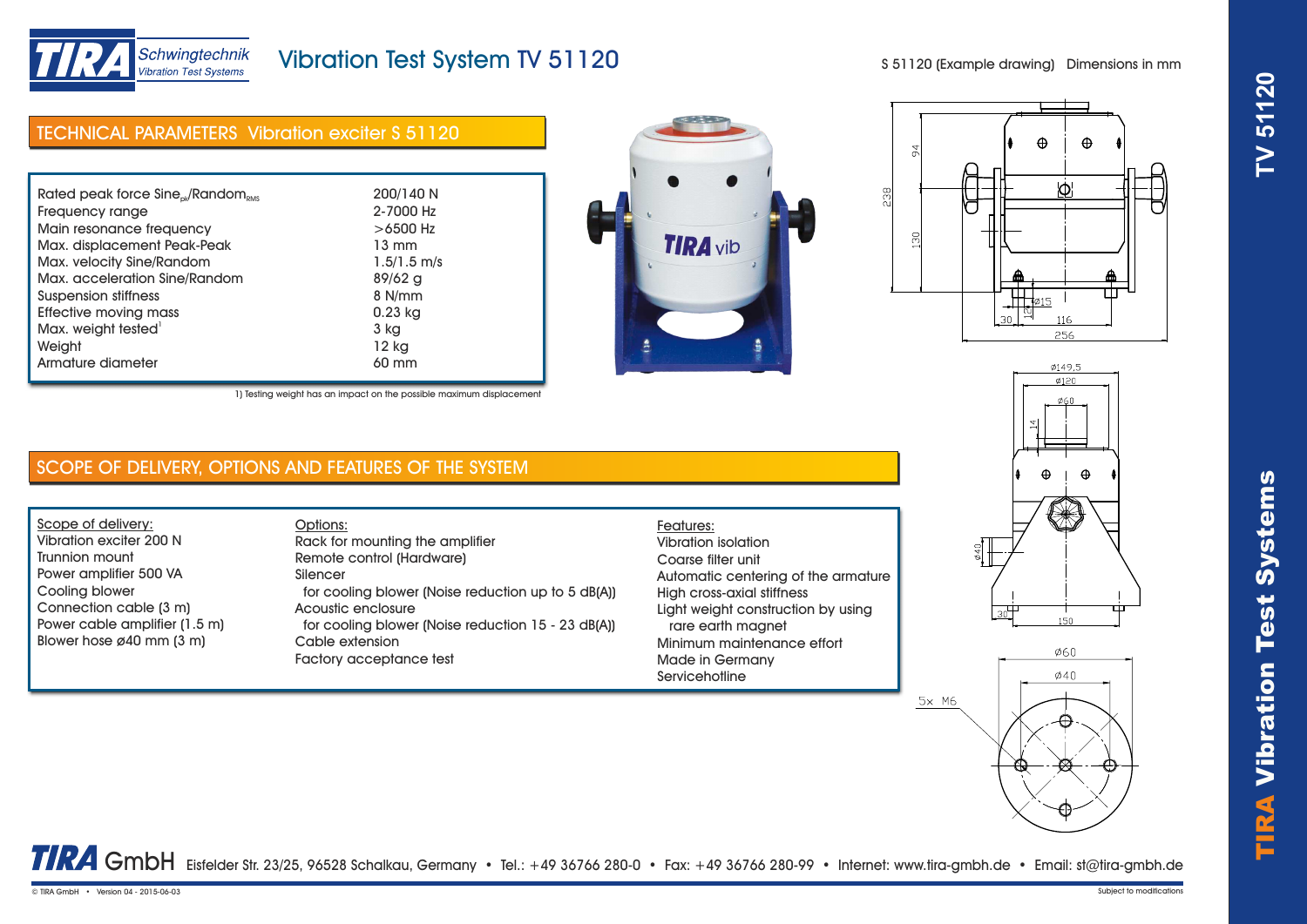# Vibration Test System TV 51120

S 51120 (Example drawing) Dimensions in mm

## TECHNICAL PARAMETERS Vibration exciter S 51120

| Parameter | Value |
|---|---|
| Rated peak force $Sine_{pk}/Random_{RMS}$ | 200/140 N |
| Frequency range | 2-7000 Hz |
| Main resonance frequency | >6500 Hz |
| Max. displacement Peak-Peak | 13 mm |
| Max. velocity Sine/Random | 1.5/1.5 m/s |
| Max. acceleration Sine/Random | 89/62 g |
| Suspension stiffness | 8 N/mm |
| Effective moving mass | 0.23 kg |
| Max. weight tested[1] | 3 kg |
| Weight | 12 kg |
| Armature diameter | 60 mm |

1) Testing weight has an impact on the possible maximum displacement

## SCOPE OF DELIVERY, OPTIONS AND FEATURES OF THE SYSTEM

**Scope of delivery:**
- Vibration exciter 200 N
- Trunnion mount
- Power amplifier 500 VA
- Cooling blower
- Connection cable (3 m)
- Power cable amplifier (1.5 m)
- Blower hose ø40 mm (3 m)

**Options:**
- Rack for mounting the amplifier
- Remote control (Hardware)
- Silencer
  - for cooling blower (Noise reduction up to 5 dB(A))
- Acoustic enclosure
  - for cooling blower (Noise reduction 15 - 23 dB(A))
- Cable extension
- Factory acceptance test

**Features:**
- Vibration isolation
- Coarse filter unit
- Automatic centering of the armature
- High cross-axial stiffness
- Light weight construction by using rare earth magnet
- Minimum maintenance effort
- Made in Germany
- Servicehotline

**TIRA GmbH** Eisfelder Str. 23/25, 96528 Schalkau, Germany • Tel.: +49 36766 280-0 • Fax: +49 36766 280-99 • Internet: www.tira-gmbh.de • Email: st@tira-gmbh.de

© TIRA GmbH • Version 04 - 2015-06-03

Subject to modifications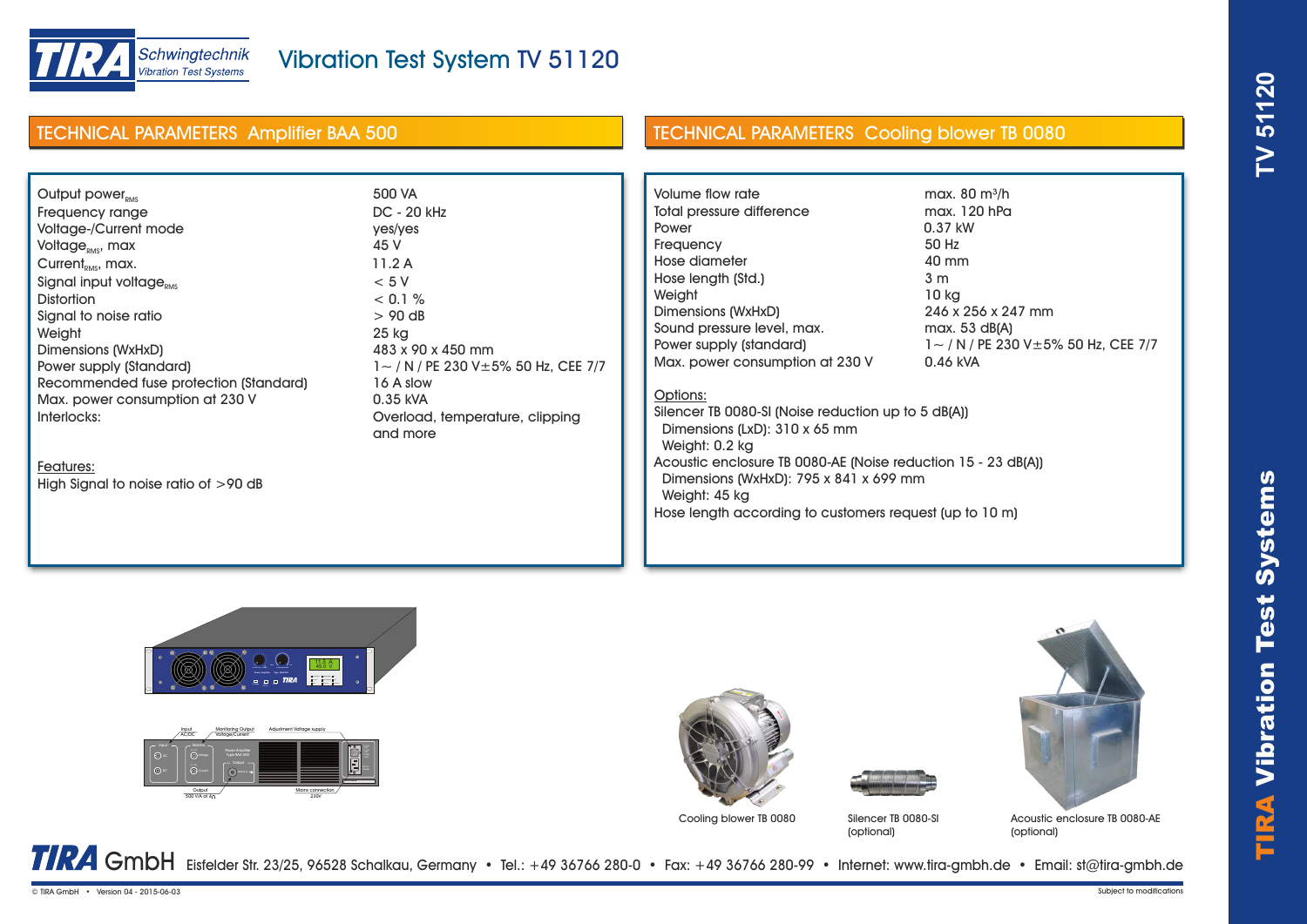# Vibration Test System TV 51120

## TECHNICAL PARAMETERS Amplifier BAA 500

| | |
|---|---|
| Output power$_{RMS}$ | 500 VA |
| Frequency range | DC - 20 kHz |
| Voltage-/Current mode | yes/yes |
| Voltage$_{RMS}$, max | 45 V |
| Current$_{RMS}$, max. | 11.2 A |
| Signal input voltage$_{RMS}$ | < 5 V |
| Distortion | < 0.1 % |
| Signal to noise ratio | > 90 dB |
| Weight | 25 kg |
| Dimensions (WxHxD) | 483 x 90 x 450 mm |
| Power supply (Standard) | 1~ / N / PE 230 V±5% 50 Hz, CEE 7/7 |
| Recommended fuse protection (Standard) | 16 A slow |
| Max. power consumption at 230 V | 0.35 kVA |
| Interlocks: | Overload, temperature, clipping and more |

Features:
High Signal to noise ratio of >90 dB

## TECHNICAL PARAMETERS Cooling blower TB 0080

| | |
|---|---|
| Volume flow rate | max. 80 m³/h |
| Total pressure difference | max. 120 hPa |
| Power | 0.37 kW |
| Frequency | 50 Hz |
| Hose diameter | 40 mm |
| Hose length (Std.) | 3 m |
| Weight | 10 kg |
| Dimensions (WxHxD) | 246 x 256 x 247 mm |
| Sound pressure level, max. | max. 53 dB(A) |
| Power supply (standard) | 1~ / N / PE 230 V±5% 50 Hz, CEE 7/7 |
| Max. power consumption at 230 V | 0.46 kVA |

Options:
Silencer TB 0080-SI (Noise reduction up to 5 dB(A))
Dimensions (LxD): 310 x 65 mm
Weight: 0.2 kg
Acoustic enclosure TB 0080-AE (Noise reduction 15 - 23 dB(A))
Dimensions (WxHxD): 795 x 841 x 699 mm
Weight: 45 kg
Hose length according to customers request (up to 10 m)

Input AC/DC — Monitoring Output Voltage/Current — Adjustment Voltage supply — Output 500 VA at 4Ω — Mains connection 230V

Cooling blower TB 0080

Silencer TB 0080-SI (optional)

Acoustic enclosure TB 0080-AE (optional)

TIRA GmbH Eisfelder Str. 23/25, 96528 Schalkau, Germany • Tel.: +49 36766 280-0 • Fax: +49 36766 280-99 • Internet: www.tira-gmbh.de • Email: st@tira-gmbh.de

© TIRA GmbH • Version 04 - 2015-06-03

Subject to modifications